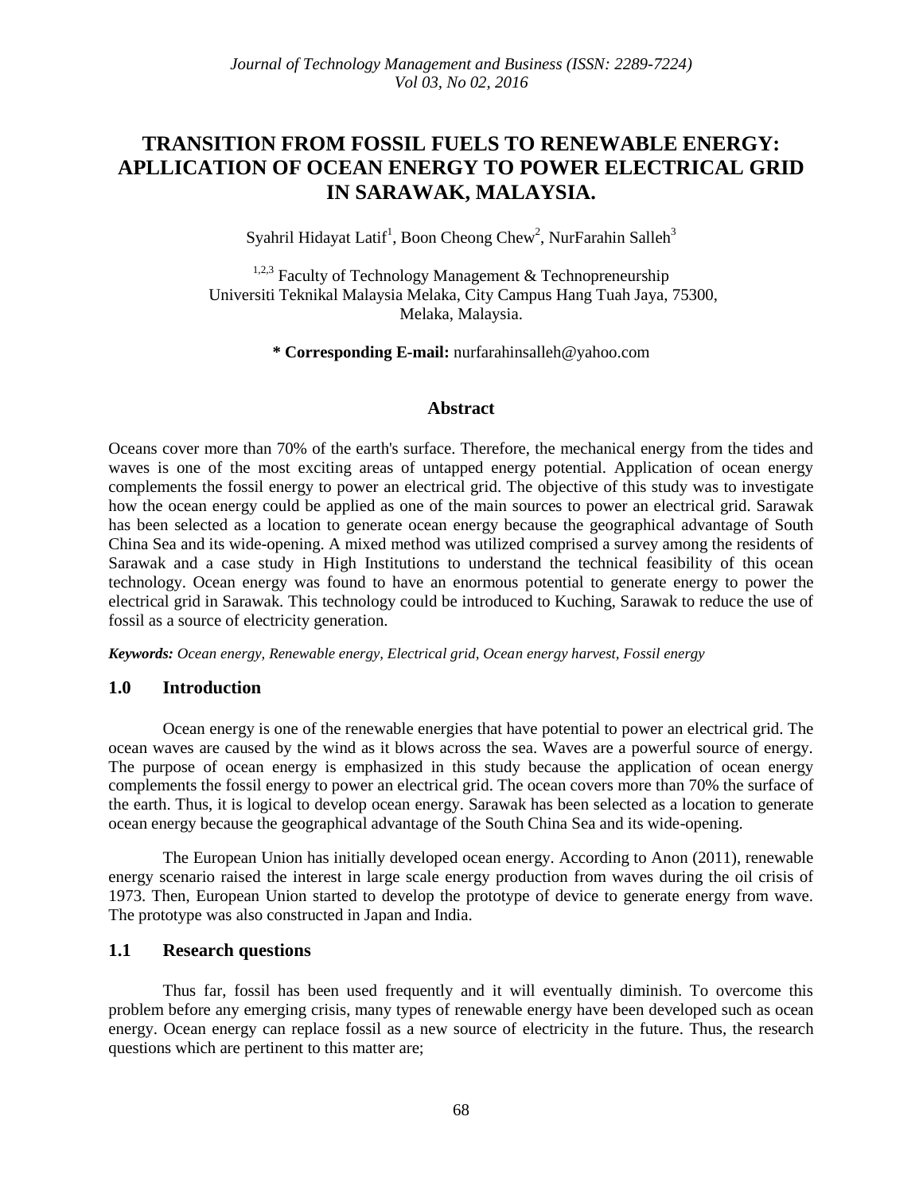# TRANSITION FROM FOSSIL FUELS TO RENEWABLE ENERGY: APLLICATION OF OCEAN ENERGY TO POWER ELECTRICAL GRID IN SARAWAK, MALAYSIA.

Syahril Hidayat Latif[1], Boon Cheong Chew[2], NurFarahin Salleh[3]

[1,2,3] Faculty of Technology Management & Technopreneurship
Universiti Teknikal Malaysia Melaka, City Campus Hang Tuah Jaya, 75300, Melaka, Malaysia.

**\* Corresponding E-mail:** nurfarahinsalleh@yahoo.com

## Abstract

Oceans cover more than 70% of the earth's surface. Therefore, the mechanical energy from the tides and waves is one of the most exciting areas of untapped energy potential. Application of ocean energy complements the fossil energy to power an electrical grid. The objective of this study was to investigate how the ocean energy could be applied as one of the main sources to power an electrical grid. Sarawak has been selected as a location to generate ocean energy because the geographical advantage of South China Sea and its wide-opening. A mixed method was utilized comprised a survey among the residents of Sarawak and a case study in High Institutions to understand the technical feasibility of this ocean technology. Ocean energy was found to have an enormous potential to generate energy to power the electrical grid in Sarawak. This technology could be introduced to Kuching, Sarawak to reduce the use of fossil as a source of electricity generation.

***Keywords:*** *Ocean energy, Renewable energy, Electrical grid, Ocean energy harvest, Fossil energy*

## 1.0 Introduction

Ocean energy is one of the renewable energies that have potential to power an electrical grid. The ocean waves are caused by the wind as it blows across the sea. Waves are a powerful source of energy. The purpose of ocean energy is emphasized in this study because the application of ocean energy complements the fossil energy to power an electrical grid. The ocean covers more than 70% the surface of the earth. Thus, it is logical to develop ocean energy. Sarawak has been selected as a location to generate ocean energy because the geographical advantage of the South China Sea and its wide-opening.

The European Union has initially developed ocean energy. According to Anon (2011), renewable energy scenario raised the interest in large scale energy production from waves during the oil crisis of 1973. Then, European Union started to develop the prototype of device to generate energy from wave. The prototype was also constructed in Japan and India.

### 1.1 Research questions

Thus far, fossil has been used frequently and it will eventually diminish. To overcome this problem before any emerging crisis, many types of renewable energy have been developed such as ocean energy. Ocean energy can replace fossil as a new source of electricity in the future. Thus, the research questions which are pertinent to this matter are;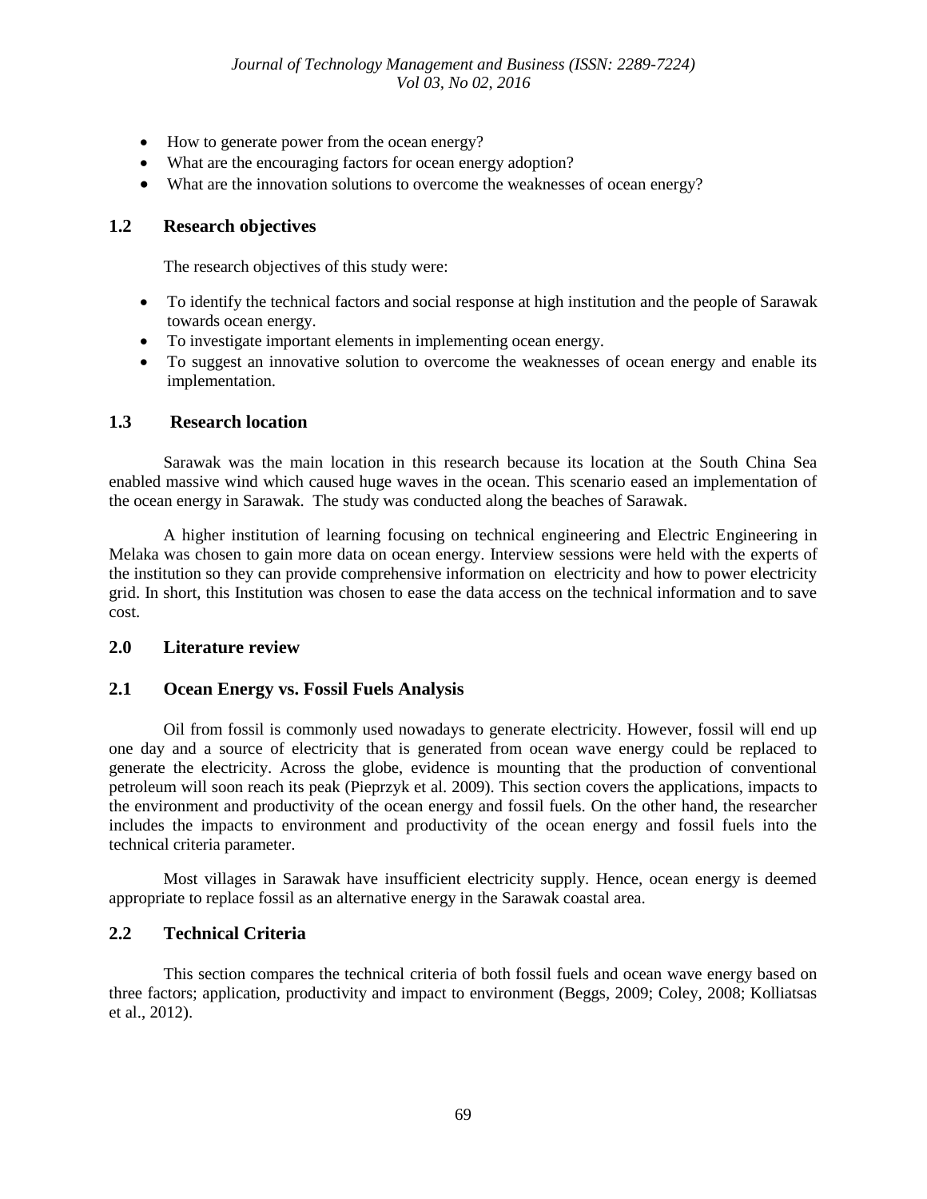- How to generate power from the ocean energy?
- What are the encouraging factors for ocean energy adoption?
- What are the innovation solutions to overcome the weaknesses of ocean energy?

## 1.2 Research objectives

The research objectives of this study were:

- To identify the technical factors and social response at high institution and the people of Sarawak towards ocean energy.
- To investigate important elements in implementing ocean energy.
- To suggest an innovative solution to overcome the weaknesses of ocean energy and enable its implementation.

## 1.3 Research location

Sarawak was the main location in this research because its location at the South China Sea enabled massive wind which caused huge waves in the ocean. This scenario eased an implementation of the ocean energy in Sarawak. The study was conducted along the beaches of Sarawak.

A higher institution of learning focusing on technical engineering and Electric Engineering in Melaka was chosen to gain more data on ocean energy. Interview sessions were held with the experts of the institution so they can provide comprehensive information on electricity and how to power electricity grid. In short, this Institution was chosen to ease the data access on the technical information and to save cost.

## 2.0 Literature review

## 2.1 Ocean Energy vs. Fossil Fuels Analysis

Oil from fossil is commonly used nowadays to generate electricity. However, fossil will end up one day and a source of electricity that is generated from ocean wave energy could be replaced to generate the electricity. Across the globe, evidence is mounting that the production of conventional petroleum will soon reach its peak (Pieprzyk et al. 2009). This section covers the applications, impacts to the environment and productivity of the ocean energy and fossil fuels. On the other hand, the researcher includes the impacts to environment and productivity of the ocean energy and fossil fuels into the technical criteria parameter.

Most villages in Sarawak have insufficient electricity supply. Hence, ocean energy is deemed appropriate to replace fossil as an alternative energy in the Sarawak coastal area.

## 2.2 Technical Criteria

This section compares the technical criteria of both fossil fuels and ocean wave energy based on three factors; application, productivity and impact to environment (Beggs, 2009; Coley, 2008; Kolliatsas et al., 2012).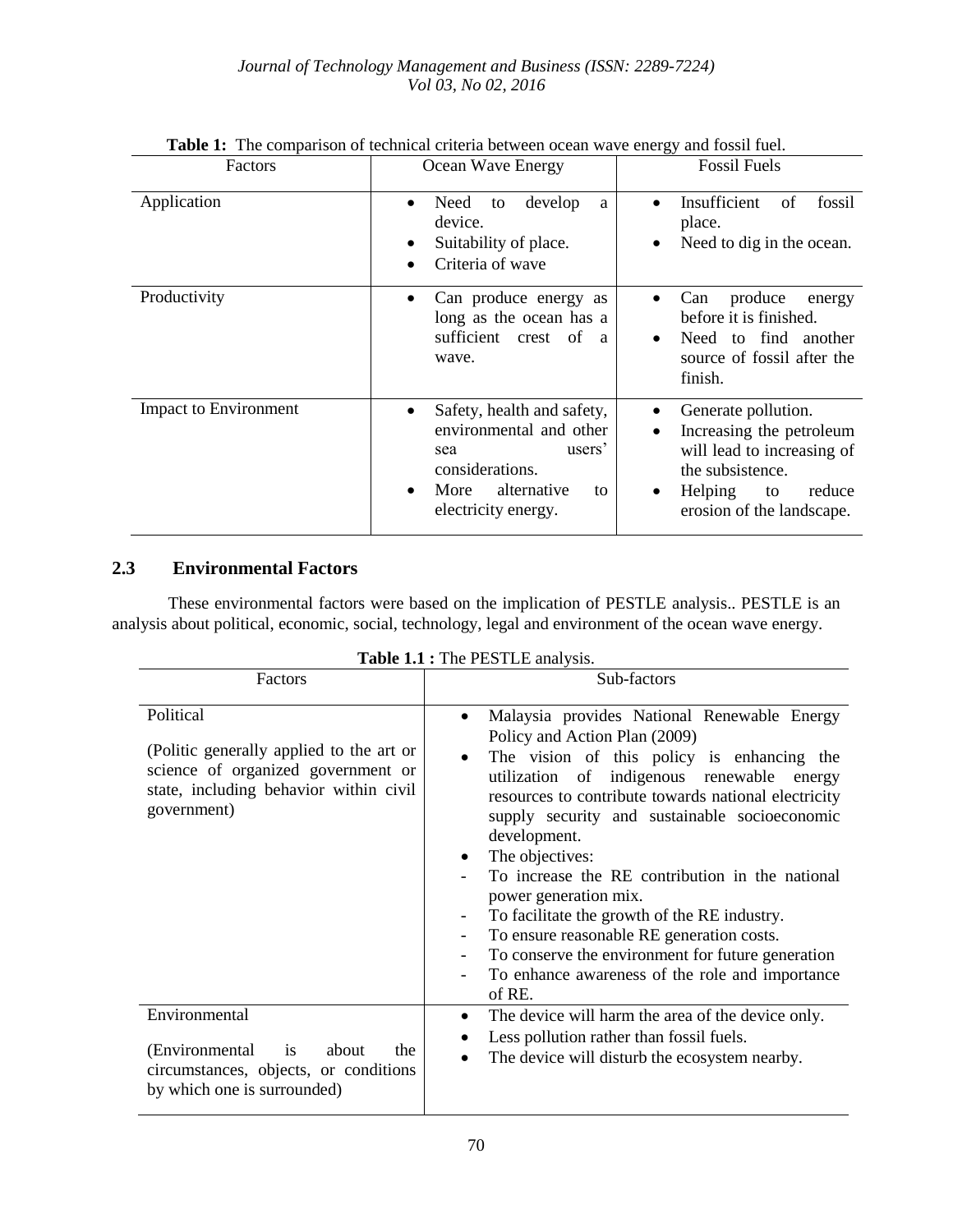**Table 1:** The comparison of technical criteria between ocean wave energy and fossil fuel.

| Factors | Ocean Wave Energy | Fossil Fuels |
|---|---|---|
| Application | • Need to develop a device.<br>• Suitability of place.<br>• Criteria of wave | • Insufficient of fossil place.<br>• Need to dig in the ocean. |
| Productivity | • Can produce energy as long as the ocean has a sufficient crest of a wave. | • Can produce energy before it is finished.<br>• Need to find another source of fossil after the finish. |
| Impact to Environment | • Safety, health and safety, environmental and other sea users' considerations.<br>• More alternative to electricity energy. | • Generate pollution.<br>• Increasing the petroleum will lead to increasing of the subsistence.<br>• Helping to reduce erosion of the landscape. |

## 2.3 Environmental Factors

These environmental factors were based on the implication of PESTLE analysis.. PESTLE is an analysis about political, economic, social, technology, legal and environment of the ocean wave energy.

**Table 1.1 :** The PESTLE analysis.

| Factors | Sub-factors |
|---|---|
| Political<br><br>(Politic generally applied to the art or science of organized government or state, including behavior within civil government) | • Malaysia provides National Renewable Energy Policy and Action Plan (2009)<br>• The vision of this policy is enhancing the utilization of indigenous renewable energy resources to contribute towards national electricity supply security and sustainable socioeconomic development.<br>• The objectives:<br>- To increase the RE contribution in the national power generation mix.<br>- To facilitate the growth of the RE industry.<br>- To ensure reasonable RE generation costs.<br>- To conserve the environment for future generation<br>- To enhance awareness of the role and importance of RE. |
| Environmental<br><br>(Environmental is about the circumstances, objects, or conditions by which one is surrounded) | • The device will harm the area of the device only.<br>• Less pollution rather than fossil fuels.<br>• The device will disturb the ecosystem nearby. |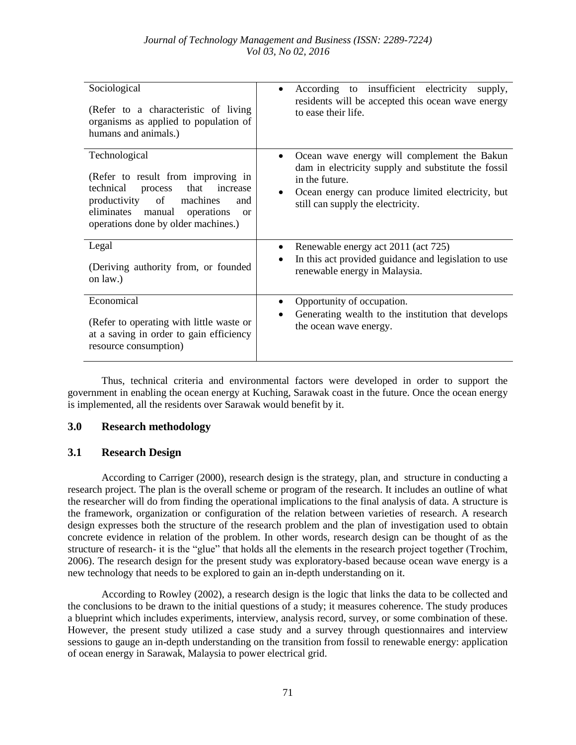| | |
|---|---|
| Sociological<br><br>(Refer to a characteristic of living organisms as applied to population of humans and animals.) | • According to insufficient electricity supply, residents will be accepted this ocean wave energy to ease their life. |
| Technological<br><br>(Refer to result from improving in technical process that increase productivity of machines and eliminates manual operations or operations done by older machines.) | • Ocean wave energy will complement the Bakun dam in electricity supply and substitute the fossil in the future.<br>• Ocean energy can produce limited electricity, but still can supply the electricity. |
| Legal<br><br>(Deriving authority from, or founded on law.) | • Renewable energy act 2011 (act 725)<br>• In this act provided guidance and legislation to use renewable energy in Malaysia. |
| Economical<br><br>(Refer to operating with little waste or at a saving in order to gain efficiency resource consumption) | • Opportunity of occupation.<br>• Generating wealth to the institution that develops the ocean wave energy. |

Thus, technical criteria and environmental factors were developed in order to support the government in enabling the ocean energy at Kuching, Sarawak coast in the future. Once the ocean energy is implemented, all the residents over Sarawak would benefit by it.

## 3.0 Research methodology

### 3.1 Research Design

According to Carriger (2000), research design is the strategy, plan, and structure in conducting a research project. The plan is the overall scheme or program of the research. It includes an outline of what the researcher will do from finding the operational implications to the final analysis of data. A structure is the framework, organization or configuration of the relation between varieties of research. A research design expresses both the structure of the research problem and the plan of investigation used to obtain concrete evidence in relation of the problem. In other words, research design can be thought of as the structure of research- it is the "glue" that holds all the elements in the research project together (Trochim, 2006). The research design for the present study was exploratory-based because ocean wave energy is a new technology that needs to be explored to gain an in-depth understanding on it.

According to Rowley (2002), a research design is the logic that links the data to be collected and the conclusions to be drawn to the initial questions of a study; it measures coherence. The study produces a blueprint which includes experiments, interview, analysis record, survey, or some combination of these. However, the present study utilized a case study and a survey through questionnaires and interview sessions to gauge an in-depth understanding on the transition from fossil to renewable energy: application of ocean energy in Sarawak, Malaysia to power electrical grid.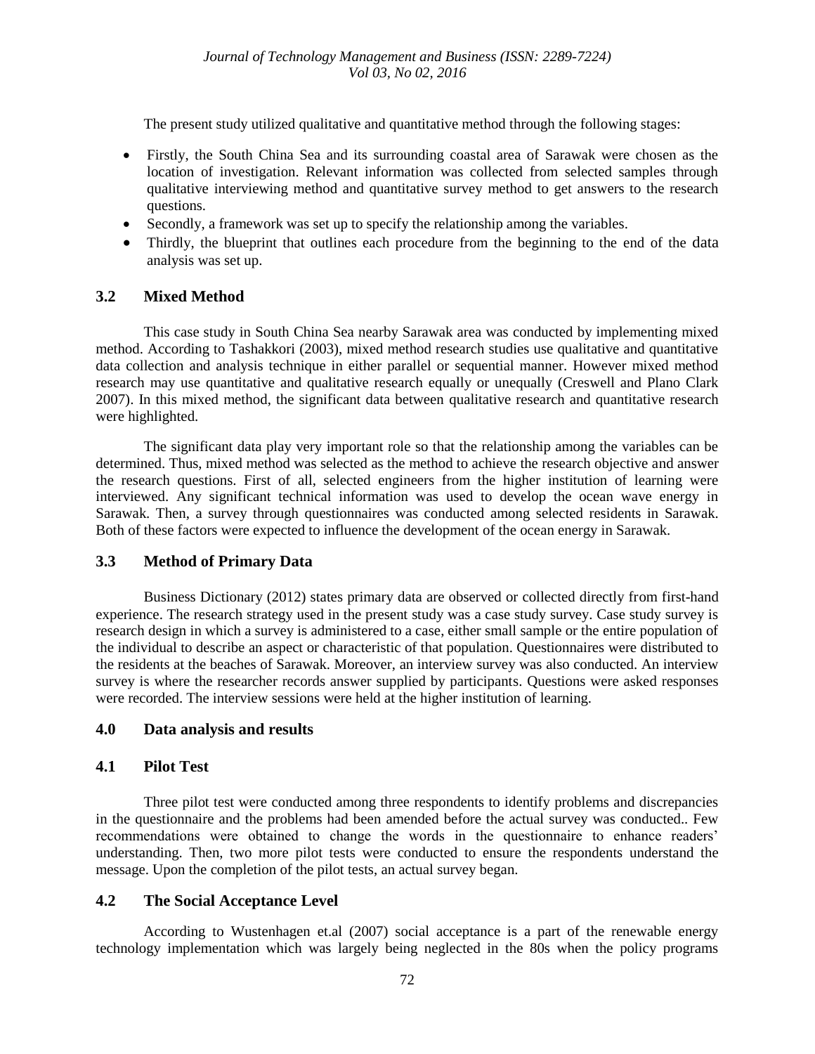The present study utilized qualitative and quantitative method through the following stages:

- Firstly, the South China Sea and its surrounding coastal area of Sarawak were chosen as the location of investigation. Relevant information was collected from selected samples through qualitative interviewing method and quantitative survey method to get answers to the research questions.
- Secondly, a framework was set up to specify the relationship among the variables.
- Thirdly, the blueprint that outlines each procedure from the beginning to the end of the data analysis was set up.

## 3.2 Mixed Method

This case study in South China Sea nearby Sarawak area was conducted by implementing mixed method. According to Tashakkori (2003), mixed method research studies use qualitative and quantitative data collection and analysis technique in either parallel or sequential manner. However mixed method research may use quantitative and qualitative research equally or unequally (Creswell and Plano Clark 2007). In this mixed method, the significant data between qualitative research and quantitative research were highlighted.

The significant data play very important role so that the relationship among the variables can be determined. Thus, mixed method was selected as the method to achieve the research objective and answer the research questions. First of all, selected engineers from the higher institution of learning were interviewed. Any significant technical information was used to develop the ocean wave energy in Sarawak. Then, a survey through questionnaires was conducted among selected residents in Sarawak. Both of these factors were expected to influence the development of the ocean energy in Sarawak.

## 3.3 Method of Primary Data

Business Dictionary (2012) states primary data are observed or collected directly from first-hand experience. The research strategy used in the present study was a case study survey. Case study survey is research design in which a survey is administered to a case, either small sample or the entire population of the individual to describe an aspect or characteristic of that population. Questionnaires were distributed to the residents at the beaches of Sarawak. Moreover, an interview survey was also conducted. An interview survey is where the researcher records answer supplied by participants. Questions were asked responses were recorded. The interview sessions were held at the higher institution of learning.

# 4.0 Data analysis and results

## 4.1 Pilot Test

Three pilot test were conducted among three respondents to identify problems and discrepancies in the questionnaire and the problems had been amended before the actual survey was conducted.. Few recommendations were obtained to change the words in the questionnaire to enhance readers' understanding. Then, two more pilot tests were conducted to ensure the respondents understand the message. Upon the completion of the pilot tests, an actual survey began.

## 4.2 The Social Acceptance Level

According to Wustenhagen et.al (2007) social acceptance is a part of the renewable energy technology implementation which was largely being neglected in the 80s when the policy programs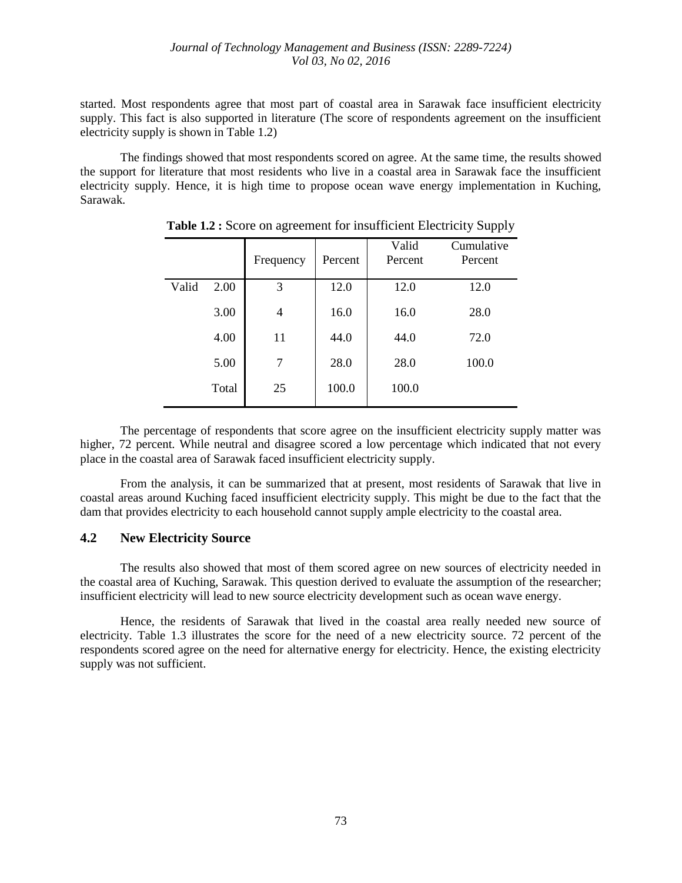started. Most respondents agree that most part of coastal area in Sarawak face insufficient electricity supply. This fact is also supported in literature (The score of respondents agreement on the insufficient electricity supply is shown in Table 1.2)

The findings showed that most respondents scored on agree. At the same time, the results showed the support for literature that most residents who live in a coastal area in Sarawak face the insufficient electricity supply. Hence, it is high time to propose ocean wave energy implementation in Kuching, Sarawak.

**Table 1.2 :** Score on agreement for insufficient Electricity Supply

| | | Frequency | Percent | Valid Percent | Cumulative Percent |
|---|---|---|---|---|---|
| Valid | 2.00 | 3 | 12.0 | 12.0 | 12.0 |
| | 3.00 | 4 | 16.0 | 16.0 | 28.0 |
| | 4.00 | 11 | 44.0 | 44.0 | 72.0 |
| | 5.00 | 7 | 28.0 | 28.0 | 100.0 |
| | Total | 25 | 100.0 | 100.0 | |

The percentage of respondents that score agree on the insufficient electricity supply matter was higher, 72 percent. While neutral and disagree scored a low percentage which indicated that not every place in the coastal area of Sarawak faced insufficient electricity supply.

From the analysis, it can be summarized that at present, most residents of Sarawak that live in coastal areas around Kuching faced insufficient electricity supply. This might be due to the fact that the dam that provides electricity to each household cannot supply ample electricity to the coastal area.

## 4.2 New Electricity Source

The results also showed that most of them scored agree on new sources of electricity needed in the coastal area of Kuching, Sarawak. This question derived to evaluate the assumption of the researcher; insufficient electricity will lead to new source electricity development such as ocean wave energy.

Hence, the residents of Sarawak that lived in the coastal area really needed new source of electricity. Table 1.3 illustrates the score for the need of a new electricity source. 72 percent of the respondents scored agree on the need for alternative energy for electricity. Hence, the existing electricity supply was not sufficient.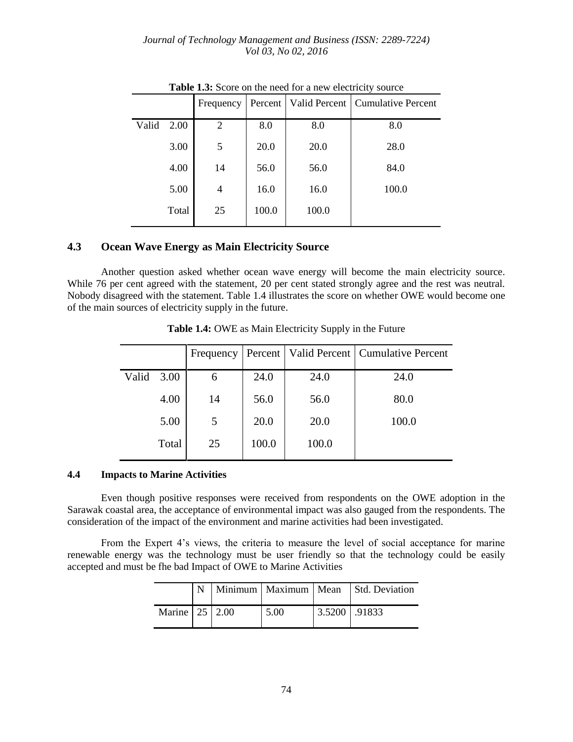**Table 1.3:** Score on the need for a new electricity source

| | | Frequency | Percent | Valid Percent | Cumulative Percent |
|---|---|---|---|---|---|
| Valid | 2.00 | 2 | 8.0 | 8.0 | 8.0 |
| | 3.00 | 5 | 20.0 | 20.0 | 28.0 |
| | 4.00 | 14 | 56.0 | 56.0 | 84.0 |
| | 5.00 | 4 | 16.0 | 16.0 | 100.0 |
| | Total | 25 | 100.0 | 100.0 | |

## 4.3 Ocean Wave Energy as Main Electricity Source

Another question asked whether ocean wave energy will become the main electricity source. While 76 per cent agreed with the statement, 20 per cent stated strongly agree and the rest was neutral. Nobody disagreed with the statement. Table 1.4 illustrates the score on whether OWE would become one of the main sources of electricity supply in the future.

**Table 1.4:** OWE as Main Electricity Supply in the Future

| | | Frequency | Percent | Valid Percent | Cumulative Percent |
|---|---|---|---|---|---|
| Valid | 3.00 | 6 | 24.0 | 24.0 | 24.0 |
| | 4.00 | 14 | 56.0 | 56.0 | 80.0 |
| | 5.00 | 5 | 20.0 | 20.0 | 100.0 |
| | Total | 25 | 100.0 | 100.0 | |

## 4.4 Impacts to Marine Activities

Even though positive responses were received from respondents on the OWE adoption in the Sarawak coastal area, the acceptance of environmental impact was also gauged from the respondents. The consideration of the impact of the environment and marine activities had been investigated.

From the Expert 4's views, the criteria to measure the level of social acceptance for marine renewable energy was the technology must be user friendly so that the technology could be easily accepted and must be fhe bad Impact of OWE to Marine Activities

| | N | Minimum | Maximum | Mean | Std. Deviation |
|---|---|---|---|---|---|
| Marine | 25 | 2.00 | 5.00 | 3.5200 | .91833 |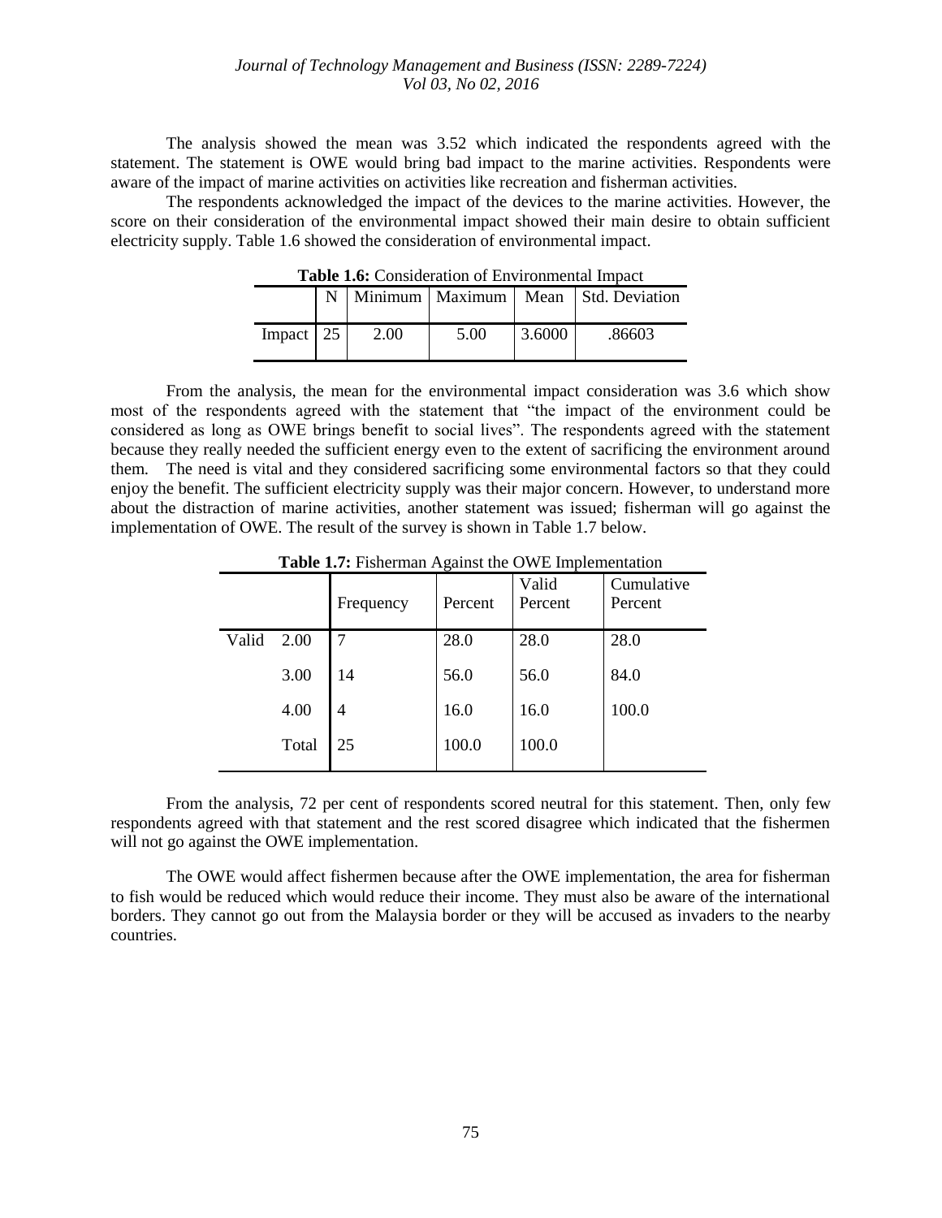The analysis showed the mean was 3.52 which indicated the respondents agreed with the statement. The statement is OWE would bring bad impact to the marine activities. Respondents were aware of the impact of marine activities on activities like recreation and fisherman activities.

The respondents acknowledged the impact of the devices to the marine activities. However, the score on their consideration of the environmental impact showed their main desire to obtain sufficient electricity supply. Table 1.6 showed the consideration of environmental impact.

**Table 1.6:** Consideration of Environmental Impact

| | N | Minimum | Maximum | Mean | Std. Deviation |
|---|---|---|---|---|---|
| Impact | 25 | 2.00 | 5.00 | 3.6000 | .86603 |

From the analysis, the mean for the environmental impact consideration was 3.6 which show most of the respondents agreed with the statement that "the impact of the environment could be considered as long as OWE brings benefit to social lives". The respondents agreed with the statement because they really needed the sufficient energy even to the extent of sacrificing the environment around them. The need is vital and they considered sacrificing some environmental factors so that they could enjoy the benefit. The sufficient electricity supply was their major concern. However, to understand more about the distraction of marine activities, another statement was issued; fisherman will go against the implementation of OWE. The result of the survey is shown in Table 1.7 below.

**Table 1.7:** Fisherman Against the OWE Implementation

| | | Frequency | Percent | Valid Percent | Cumulative Percent |
|---|---|---|---|---|---|
| Valid | 2.00 | 7 | 28.0 | 28.0 | 28.0 |
| | 3.00 | 14 | 56.0 | 56.0 | 84.0 |
| | 4.00 | 4 | 16.0 | 16.0 | 100.0 |
| | Total | 25 | 100.0 | 100.0 | |

From the analysis, 72 per cent of respondents scored neutral for this statement. Then, only few respondents agreed with that statement and the rest scored disagree which indicated that the fishermen will not go against the OWE implementation.

The OWE would affect fishermen because after the OWE implementation, the area for fisherman to fish would be reduced which would reduce their income. They must also be aware of the international borders. They cannot go out from the Malaysia border or they will be accused as invaders to the nearby countries.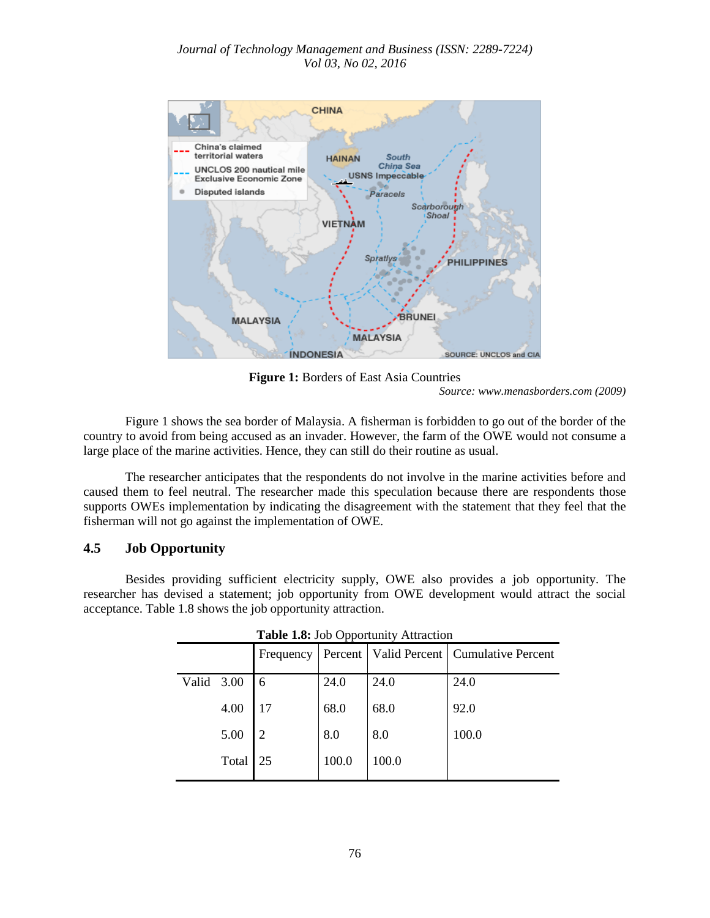**Figure 1:** Borders of East Asia Countries

*Source: www.menasborders.com (2009)*

Figure 1 shows the sea border of Malaysia. A fisherman is forbidden to go out of the border of the country to avoid from being accused as an invader. However, the farm of the OWE would not consume a large place of the marine activities. Hence, they can still do their routine as usual.

The researcher anticipates that the respondents do not involve in the marine activities before and caused them to feel neutral. The researcher made this speculation because there are respondents those supports OWEs implementation by indicating the disagreement with the statement that they feel that the fisherman will not go against the implementation of OWE.

## 4.5 Job Opportunity

Besides providing sufficient electricity supply, OWE also provides a job opportunity. The researcher has devised a statement; job opportunity from OWE development would attract the social acceptance. Table 1.8 shows the job opportunity attraction.

**Table 1.8:** Job Opportunity Attraction

| | | Frequency | Percent | Valid Percent | Cumulative Percent |
|---|---|---|---|---|---|
| Valid | 3.00 | 6 | 24.0 | 24.0 | 24.0 |
| | 4.00 | 17 | 68.0 | 68.0 | 92.0 |
| | 5.00 | 2 | 8.0 | 8.0 | 100.0 |
| | Total | 25 | 100.0 | 100.0 | |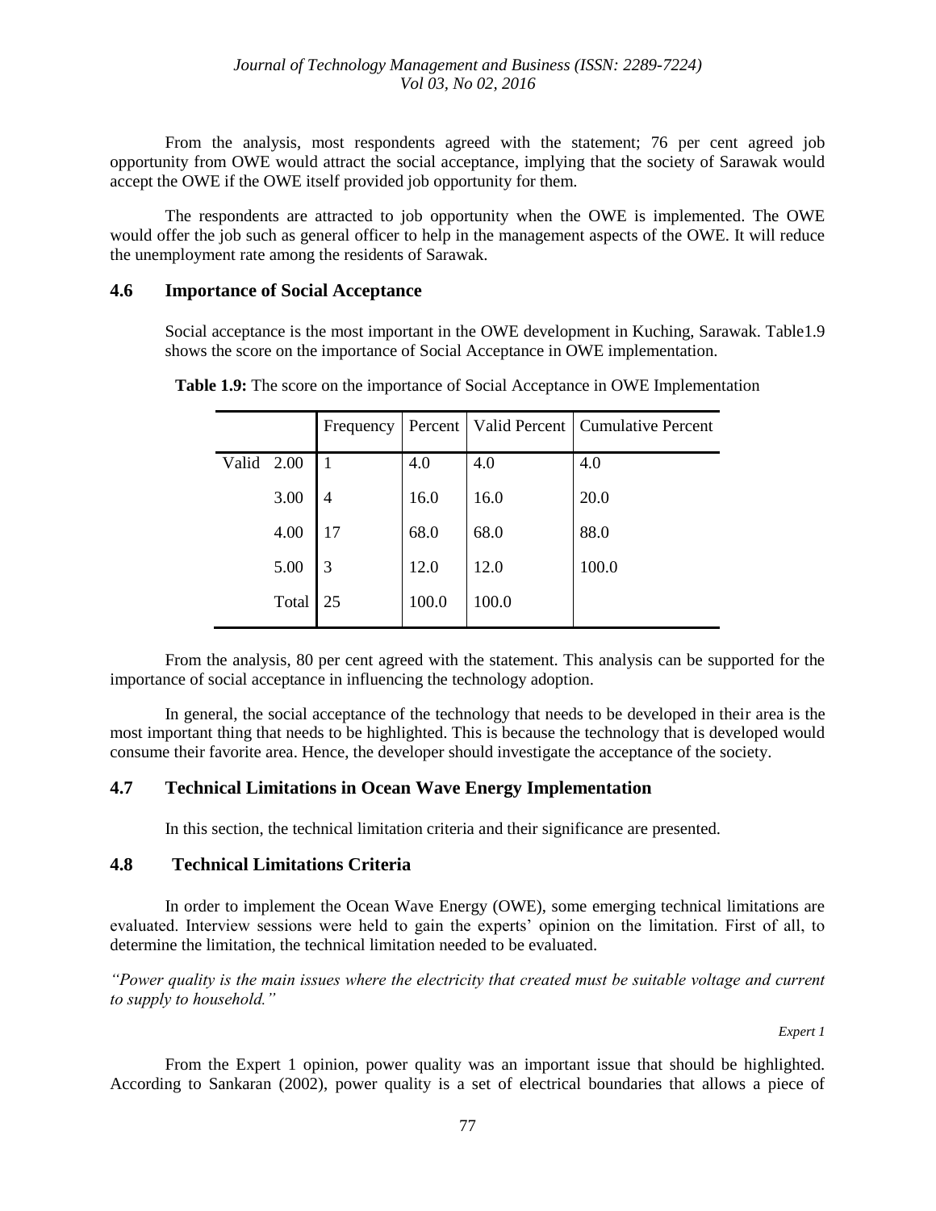From the analysis, most respondents agreed with the statement; 76 per cent agreed job opportunity from OWE would attract the social acceptance, implying that the society of Sarawak would accept the OWE if the OWE itself provided job opportunity for them.

The respondents are attracted to job opportunity when the OWE is implemented. The OWE would offer the job such as general officer to help in the management aspects of the OWE. It will reduce the unemployment rate among the residents of Sarawak.

## 4.6 Importance of Social Acceptance

Social acceptance is the most important in the OWE development in Kuching, Sarawak. Table1.9 shows the score on the importance of Social Acceptance in OWE implementation.

**Table 1.9:** The score on the importance of Social Acceptance in OWE Implementation

| | | Frequency | Percent | Valid Percent | Cumulative Percent |
|---|---|---|---|---|---|
| Valid | 2.00 | 1 | 4.0 | 4.0 | 4.0 |
| | 3.00 | 4 | 16.0 | 16.0 | 20.0 |
| | 4.00 | 17 | 68.0 | 68.0 | 88.0 |
| | 5.00 | 3 | 12.0 | 12.0 | 100.0 |
| | Total | 25 | 100.0 | 100.0 | |

From the analysis, 80 per cent agreed with the statement. This analysis can be supported for the importance of social acceptance in influencing the technology adoption.

In general, the social acceptance of the technology that needs to be developed in their area is the most important thing that needs to be highlighted. This is because the technology that is developed would consume their favorite area. Hence, the developer should investigate the acceptance of the society.

## 4.7 Technical Limitations in Ocean Wave Energy Implementation

In this section, the technical limitation criteria and their significance are presented.

## 4.8 Technical Limitations Criteria

In order to implement the Ocean Wave Energy (OWE), some emerging technical limitations are evaluated. Interview sessions were held to gain the experts' opinion on the limitation. First of all, to determine the limitation, the technical limitation needed to be evaluated.

*"Power quality is the main issues where the electricity that created must be suitable voltage and current to supply to household."*

*Expert 1*

From the Expert 1 opinion, power quality was an important issue that should be highlighted. According to Sankaran (2002), power quality is a set of electrical boundaries that allows a piece of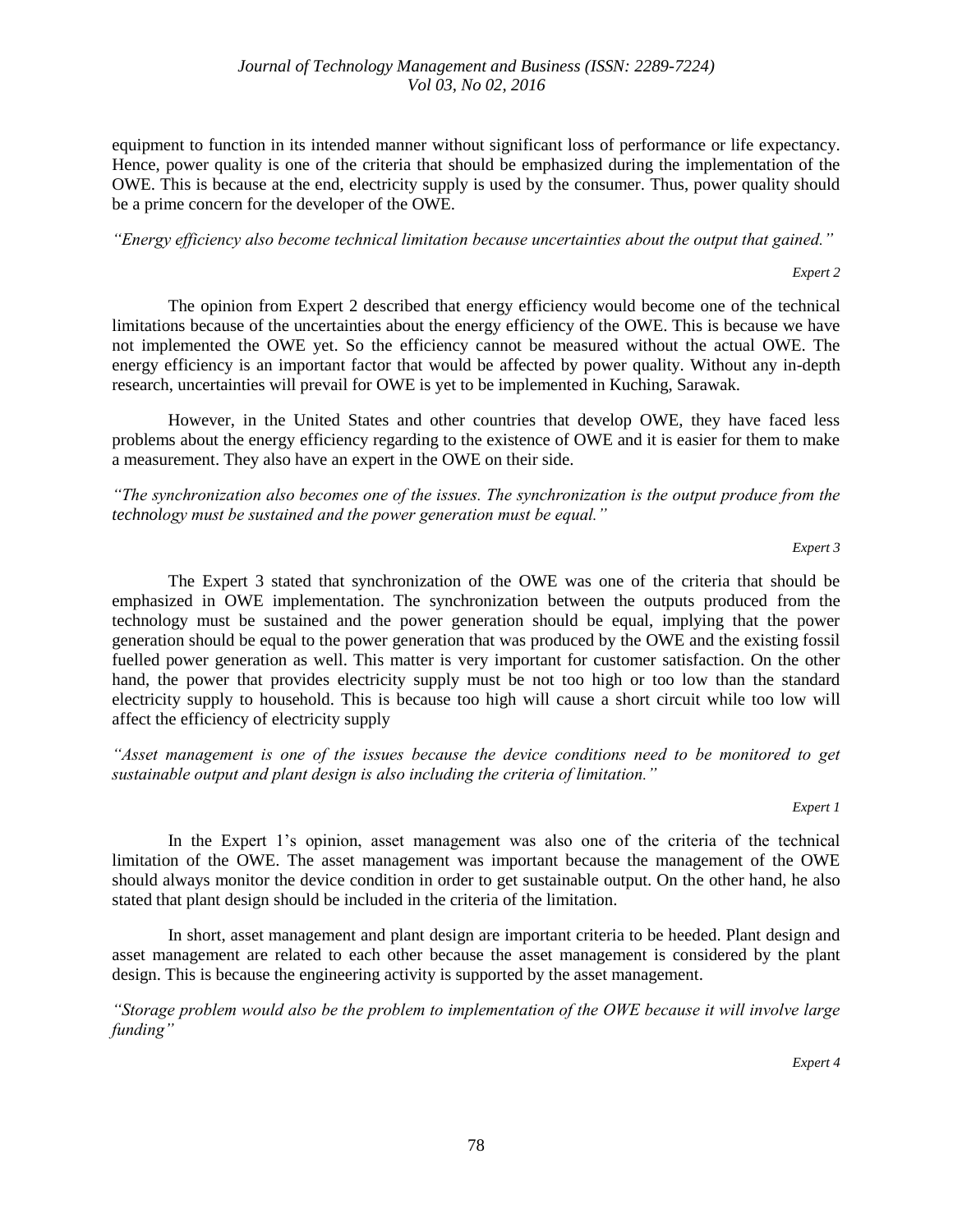equipment to function in its intended manner without significant loss of performance or life expectancy. Hence, power quality is one of the criteria that should be emphasized during the implementation of the OWE. This is because at the end, electricity supply is used by the consumer. Thus, power quality should be a prime concern for the developer of the OWE.

*"Energy efficiency also become technical limitation because uncertainties about the output that gained."*

*Expert 2*

The opinion from Expert 2 described that energy efficiency would become one of the technical limitations because of the uncertainties about the energy efficiency of the OWE. This is because we have not implemented the OWE yet. So the efficiency cannot be measured without the actual OWE. The energy efficiency is an important factor that would be affected by power quality. Without any in-depth research, uncertainties will prevail for OWE is yet to be implemented in Kuching, Sarawak.

However, in the United States and other countries that develop OWE, they have faced less problems about the energy efficiency regarding to the existence of OWE and it is easier for them to make a measurement. They also have an expert in the OWE on their side.

*"The synchronization also becomes one of the issues. The synchronization is the output produce from the technology must be sustained and the power generation must be equal."*

*Expert 3*

The Expert 3 stated that synchronization of the OWE was one of the criteria that should be emphasized in OWE implementation. The synchronization between the outputs produced from the technology must be sustained and the power generation should be equal, implying that the power generation should be equal to the power generation that was produced by the OWE and the existing fossil fuelled power generation as well. This matter is very important for customer satisfaction. On the other hand, the power that provides electricity supply must be not too high or too low than the standard electricity supply to household. This is because too high will cause a short circuit while too low will affect the efficiency of electricity supply

*"Asset management is one of the issues because the device conditions need to be monitored to get sustainable output and plant design is also including the criteria of limitation."*

*Expert 1*

In the Expert 1's opinion, asset management was also one of the criteria of the technical limitation of the OWE. The asset management was important because the management of the OWE should always monitor the device condition in order to get sustainable output. On the other hand, he also stated that plant design should be included in the criteria of the limitation.

In short, asset management and plant design are important criteria to be heeded. Plant design and asset management are related to each other because the asset management is considered by the plant design. This is because the engineering activity is supported by the asset management.

*"Storage problem would also be the problem to implementation of the OWE because it will involve large funding"*

*Expert 4*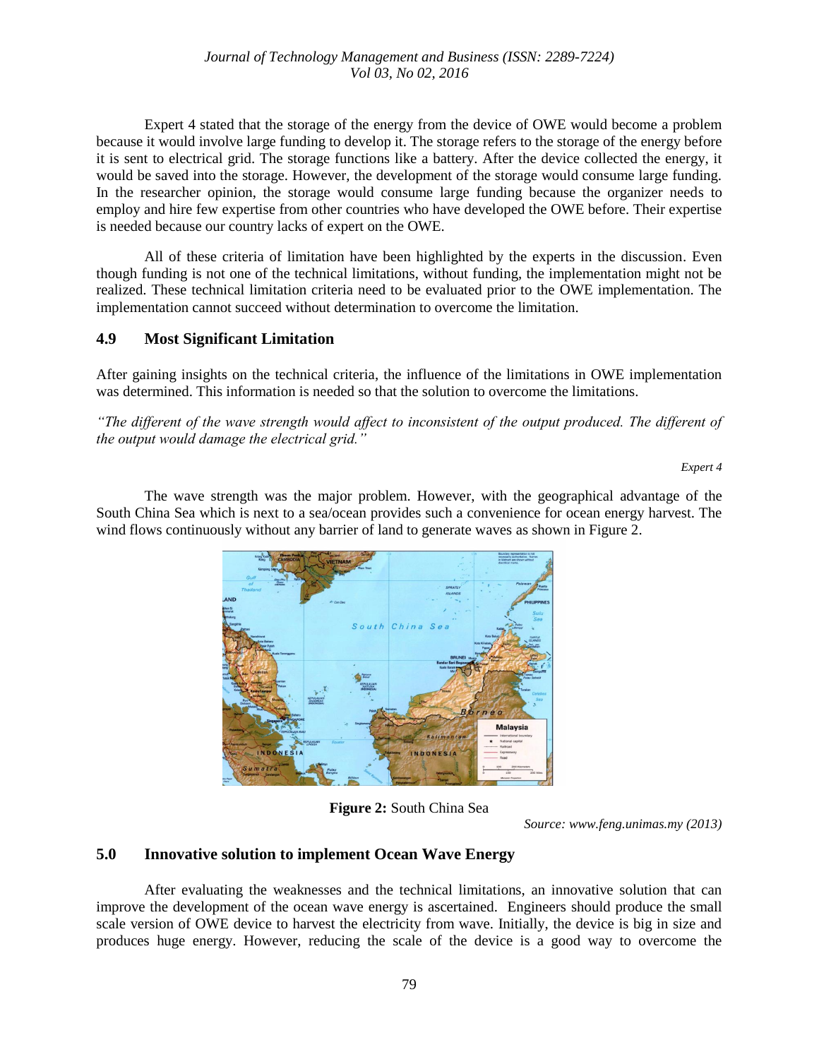Expert 4 stated that the storage of the energy from the device of OWE would become a problem because it would involve large funding to develop it. The storage refers to the storage of the energy before it is sent to electrical grid. The storage functions like a battery. After the device collected the energy, it would be saved into the storage. However, the development of the storage would consume large funding. In the researcher opinion, the storage would consume large funding because the organizer needs to employ and hire few expertise from other countries who have developed the OWE before. Their expertise is needed because our country lacks of expert on the OWE.

All of these criteria of limitation have been highlighted by the experts in the discussion. Even though funding is not one of the technical limitations, without funding, the implementation might not be realized. These technical limitation criteria need to be evaluated prior to the OWE implementation. The implementation cannot succeed without determination to overcome the limitation.

## 4.9 Most Significant Limitation

After gaining insights on the technical criteria, the influence of the limitations in OWE implementation was determined. This information is needed so that the solution to overcome the limitations.

*"The different of the wave strength would affect to inconsistent of the output produced. The different of the output would damage the electrical grid."*

*Expert 4*

The wave strength was the major problem. However, with the geographical advantage of the South China Sea which is next to a sea/ocean provides such a convenience for ocean energy harvest. The wind flows continuously without any barrier of land to generate waves as shown in Figure 2.

**Figure 2:** South China Sea

*Source: www.feng.unimas.my (2013)*

## 5.0 Innovative solution to implement Ocean Wave Energy

After evaluating the weaknesses and the technical limitations, an innovative solution that can improve the development of the ocean wave energy is ascertained. Engineers should produce the small scale version of OWE device to harvest the electricity from wave. Initially, the device is big in size and produces huge energy. However, reducing the scale of the device is a good way to overcome the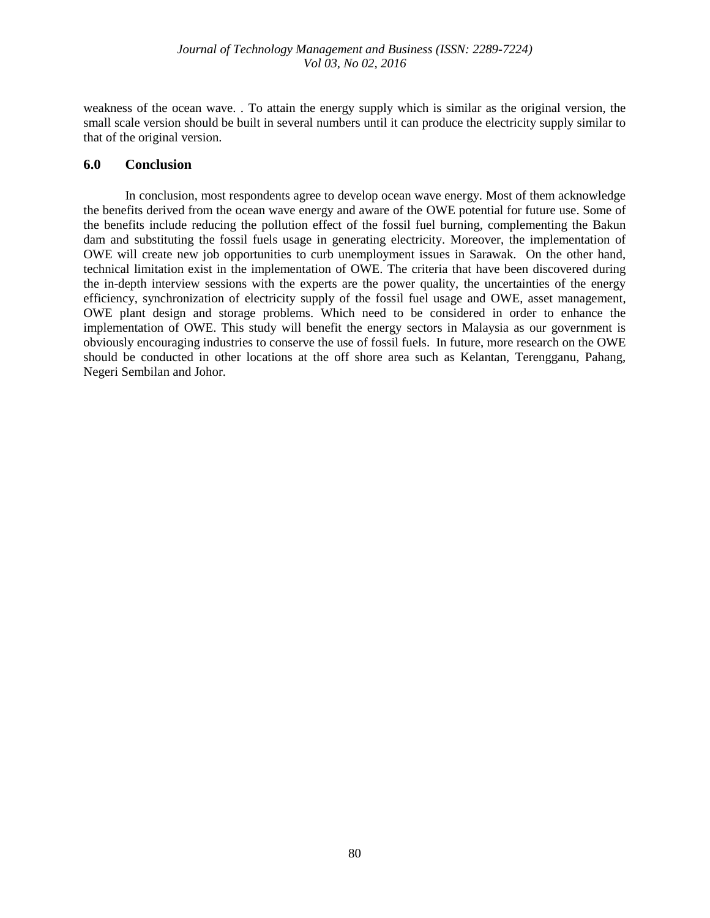weakness of the ocean wave. . To attain the energy supply which is similar as the original version, the small scale version should be built in several numbers until it can produce the electricity supply similar to that of the original version.

## 6.0 Conclusion

In conclusion, most respondents agree to develop ocean wave energy. Most of them acknowledge the benefits derived from the ocean wave energy and aware of the OWE potential for future use. Some of the benefits include reducing the pollution effect of the fossil fuel burning, complementing the Bakun dam and substituting the fossil fuels usage in generating electricity. Moreover, the implementation of OWE will create new job opportunities to curb unemployment issues in Sarawak. On the other hand, technical limitation exist in the implementation of OWE. The criteria that have been discovered during the in-depth interview sessions with the experts are the power quality, the uncertainties of the energy efficiency, synchronization of electricity supply of the fossil fuel usage and OWE, asset management, OWE plant design and storage problems. Which need to be considered in order to enhance the implementation of OWE. This study will benefit the energy sectors in Malaysia as our government is obviously encouraging industries to conserve the use of fossil fuels. In future, more research on the OWE should be conducted in other locations at the off shore area such as Kelantan, Terengganu, Pahang, Negeri Sembilan and Johor.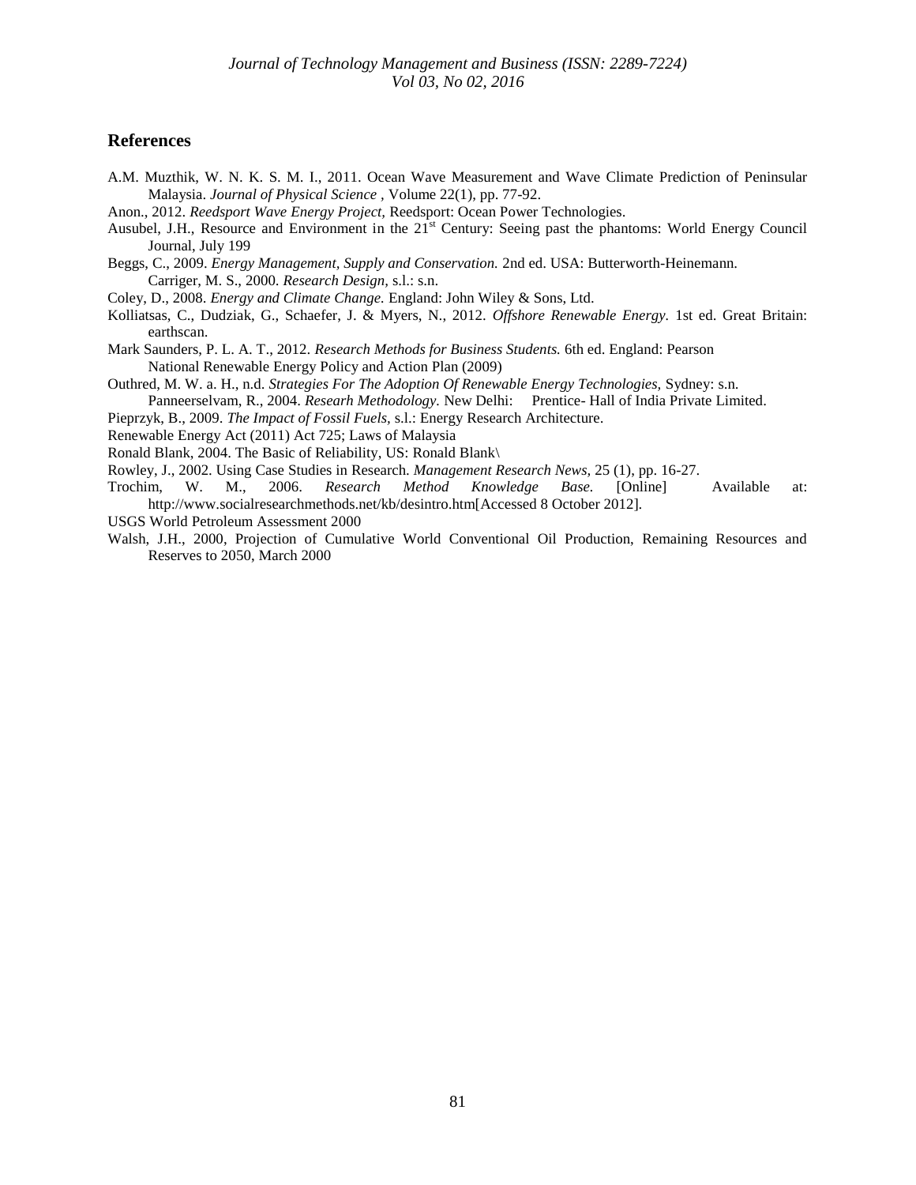## References

A.M. Muzthik, W. N. K. S. M. I., 2011. Ocean Wave Measurement and Wave Climate Prediction of Peninsular Malaysia. *Journal of Physical Science* , Volume 22(1), pp. 77-92.

Anon., 2012. *Reedsport Wave Energy Project,* Reedsport: Ocean Power Technologies.

Ausubel, J.H., Resource and Environment in the 21st Century: Seeing past the phantoms: World Energy Council Journal, July 199

Beggs, C., 2009. *Energy Management, Supply and Conservation.* 2nd ed. USA: Butterworth-Heinemann.
Carriger, M. S., 2000. *Research Design,* s.l.: s.n.

Coley, D., 2008. *Energy and Climate Change.* England: John Wiley & Sons, Ltd.

Kolliatsas, C., Dudziak, G., Schaefer, J. & Myers, N., 2012. *Offshore Renewable Energy.* 1st ed. Great Britain: earthscan.

Mark Saunders, P. L. A. T., 2012. *Research Methods for Business Students.* 6th ed. England: Pearson
National Renewable Energy Policy and Action Plan (2009)

Outhred, M. W. a. H., n.d. *Strategies For The Adoption Of Renewable Energy Technologies,* Sydney: s.n.
Panneerselvam, R., 2004. *Researh Methodology.* New Delhi: Prentice- Hall of India Private Limited.

Pieprzyk, B., 2009. *The Impact of Fossil Fuels,* s.l.: Energy Research Architecture.

Renewable Energy Act (2011) Act 725; Laws of Malaysia

Ronald Blank, 2004. The Basic of Reliability, US: Ronald Blank\

Rowley, J., 2002. Using Case Studies in Research. *Management Research News,* 25 (1), pp. 16-27.

Trochim, W. M., 2006. *Research Method Knowledge Base.* [Online] Available at: http://www.socialresearchmethods.net/kb/desintro.htm[Accessed 8 October 2012].

USGS World Petroleum Assessment 2000

Walsh, J.H., 2000, Projection of Cumulative World Conventional Oil Production, Remaining Resources and Reserves to 2050, March 2000